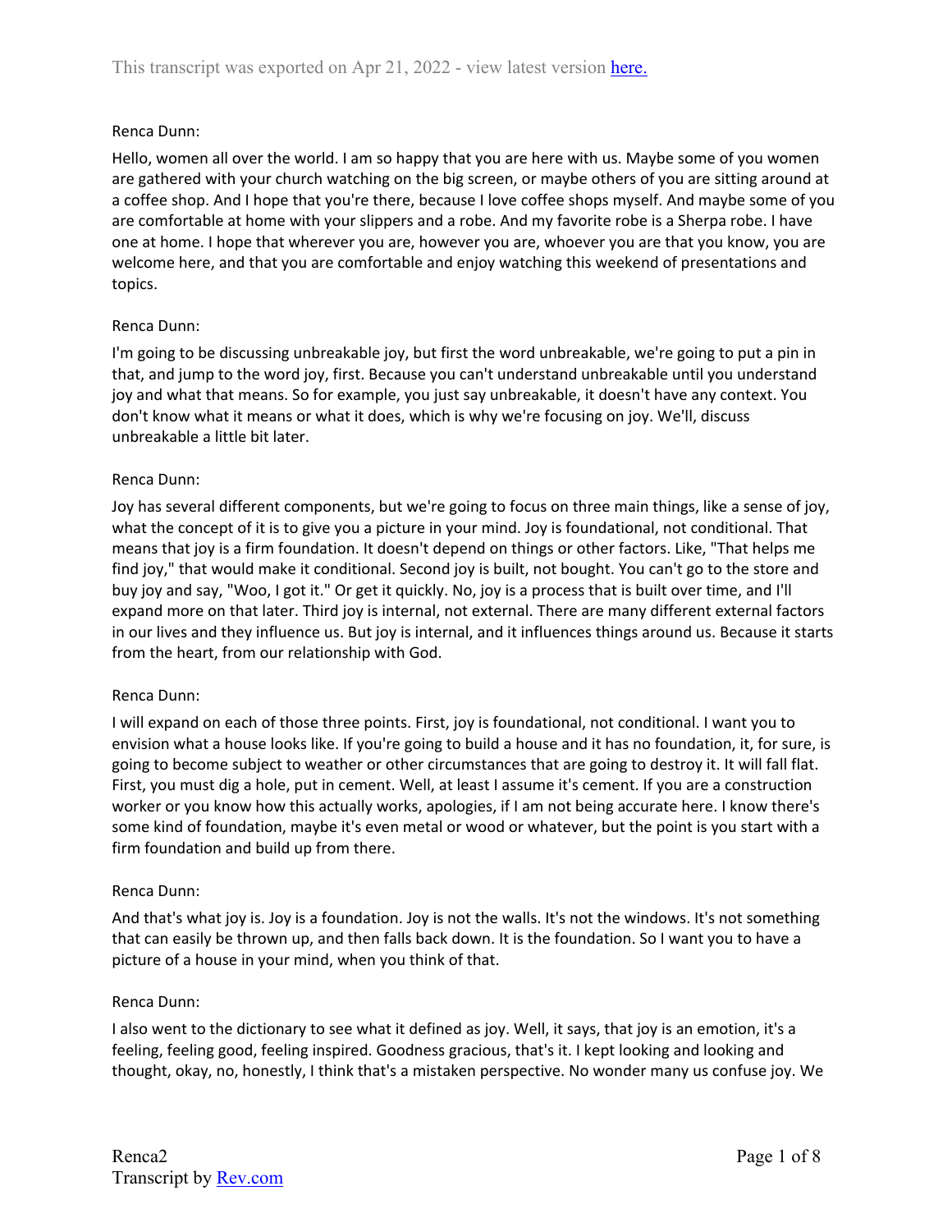Renca Dunn:

Hello, women all over the world. I am so happy that you are here with us. Maybe some of you women are gathered with your church watching on the big screen, or maybe others of you are sitting around at a coffee shop. And I hope that you're there, because I love coffee shops myself. And maybe some of you are comfortable at home with your slippers and a robe. And my favorite robe is a Sherpa robe. I have one at home. I hope that wherever you are, however you are, whoever you are that you know, you are welcome here, and that you are comfortable and enjoy watching this weekend of presentations and topics.

Renca Dunn:

I'm going to be discussing unbreakable joy, but first the word unbreakable, we're going to put a pin in that, and jump to the word joy, first. Because you can't understand unbreakable until you understand joy and what that means. So for example, you just say unbreakable, it doesn't have any context. You don't know what it means or what it does, which is why we're focusing on joy. We'll, discuss unbreakable a little bit later.

Renca Dunn:

Joy has several different components, but we're going to focus on three main things, like a sense of joy, what the concept of it is to give you a picture in your mind. Joy is foundational, not conditional. That means that joy is a firm foundation. It doesn't depend on things or other factors. Like, "That helps me find joy," that would make it conditional. Second joy is built, not bought. You can't go to the store and buy joy and say, "Woo, I got it." Or get it quickly. No, joy is a process that is built over time, and I'll expand more on that later. Third joy is internal, not external. There are many different external factors in our lives and they influence us. But joy is internal, and it influences things around us. Because it starts from the heart, from our relationship with God.

Renca Dunn:

I will expand on each of those three points. First, joy is foundational, not conditional. I want you to envision what a house looks like. If you're going to build a house and it has no foundation, it, for sure, is going to become subject to weather or other circumstances that are going to destroy it. It will fall flat. First, you must dig a hole, put in cement. Well, at least I assume it's cement. If you are a construction worker or you know how this actually works, apologies, if I am not being accurate here. I know there's some kind of foundation, maybe it's even metal or wood or whatever, but the point is you start with a firm foundation and build up from there.

Renca Dunn:

And that's what joy is. Joy is a foundation. Joy is not the walls. It's not the windows. It's not something that can easily be thrown up, and then falls back down. It is the foundation. So I want you to have a picture of a house in your mind, when you think of that.

Renca Dunn:

I also went to the dictionary to see what it defined as joy. Well, it says, that joy is an emotion, it's a feeling, feeling good, feeling inspired. Goodness gracious, that's it. I kept looking and looking and thought, okay, no, honestly, I think that's a mistaken perspective. No wonder many us confuse joy. We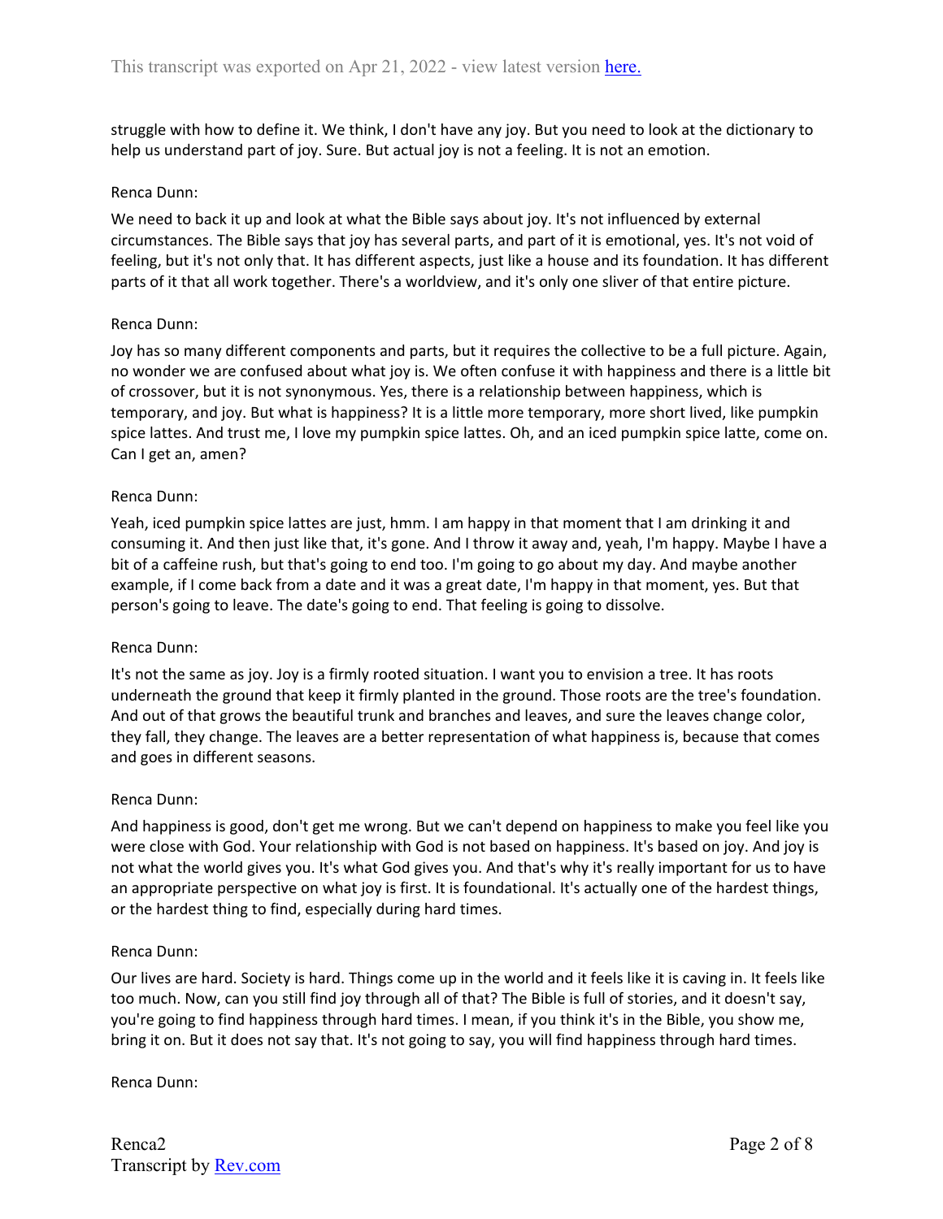struggle with how to define it. We think, I don't have any joy. But you need to look at the dictionary to help us understand part of joy. Sure. But actual joy is not a feeling. It is not an emotion.

Renca Dunn:

We need to back it up and look at what the Bible says about joy. It's not influenced by external circumstances. The Bible says that joy has several parts, and part of it is emotional, yes. It's not void of feeling, but it's not only that. It has different aspects, just like a house and its foundation. It has different parts of it that all work together. There's a worldview, and it's only one sliver of that entire picture.

Renca Dunn:

Joy has so many different components and parts, but it requires the collective to be a full picture. Again, no wonder we are confused about what joy is. We often confuse it with happiness and there is a little bit of crossover, but it is not synonymous. Yes, there is a relationship between happiness, which is temporary, and joy. But what is happiness? It is a little more temporary, more short lived, like pumpkin spice lattes. And trust me, I love my pumpkin spice lattes. Oh, and an iced pumpkin spice latte, come on. Can I get an, amen?

Renca Dunn:

Yeah, iced pumpkin spice lattes are just, hmm. I am happy in that moment that I am drinking it and consuming it. And then just like that, it's gone. And I throw it away and, yeah, I'm happy. Maybe I have a bit of a caffeine rush, but that's going to end too. I'm going to go about my day. And maybe another example, if I come back from a date and it was a great date, I'm happy in that moment, yes. But that person's going to leave. The date's going to end. That feeling is going to dissolve.

Renca Dunn:

It's not the same as joy. Joy is a firmly rooted situation. I want you to envision a tree. It has roots underneath the ground that keep it firmly planted in the ground. Those roots are the tree's foundation. And out of that grows the beautiful trunk and branches and leaves, and sure the leaves change color, they fall, they change. The leaves are a better representation of what happiness is, because that comes and goes in different seasons.

Renca Dunn:

And happiness is good, don't get me wrong. But we can't depend on happiness to make you feel like you were close with God. Your relationship with God is not based on happiness. It's based on joy. And joy is not what the world gives you. It's what God gives you. And that's why it's really important for us to have an appropriate perspective on what joy is first. It is foundational. It's actually one of the hardest things, or the hardest thing to find, especially during hard times.

Renca Dunn:

Our lives are hard. Society is hard. Things come up in the world and it feels like it is caving in. It feels like too much. Now, can you still find joy through all of that? The Bible is full of stories, and it doesn't say, you're going to find happiness through hard times. I mean, if you think it's in the Bible, you show me, bring it on. But it does not say that. It's not going to say, you will find happiness through hard times.

Renca Dunn: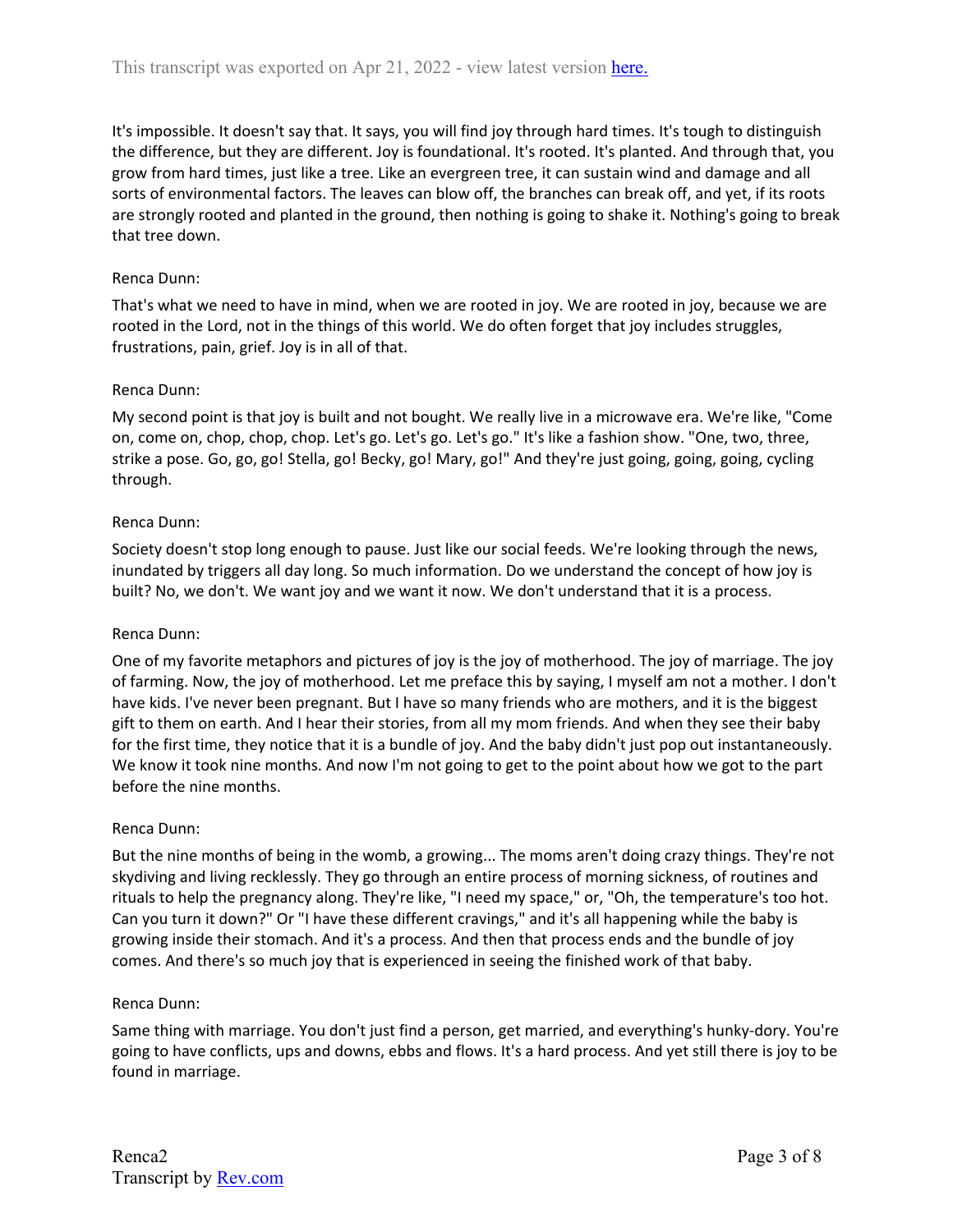It's impossible. It doesn't say that. It says, you will find joy through hard times. It's tough to distinguish the difference, but they are different. Joy is foundational. It's rooted. It's planted. And through that, you grow from hard times, just like a tree. Like an evergreen tree, it can sustain wind and damage and all sorts of environmental factors. The leaves can blow off, the branches can break off, and yet, if its roots are strongly rooted and planted in the ground, then nothing is going to shake it. Nothing's going to break that tree down.

Renca Dunn:

That's what we need to have in mind, when we are rooted in joy. We are rooted in joy, because we are rooted in the Lord, not in the things of this world. We do often forget that joy includes struggles, frustrations, pain, grief. Joy is in all of that.

Renca Dunn:

My second point is that joy is built and not bought. We really live in a microwave era. We're like, "Come on, come on, chop, chop, chop. Let's go. Let's go. Let's go." It's like a fashion show. "One, two, three, strike a pose. Go, go, go! Stella, go! Becky, go! Mary, go!" And they're just going, going, going, cycling through.

Renca Dunn:

Society doesn't stop long enough to pause. Just like our social feeds. We're looking through the news, inundated by triggers all day long. So much information. Do we understand the concept of how joy is built? No, we don't. We want joy and we want it now. We don't understand that it is a process.

Renca Dunn:

One of my favorite metaphors and pictures of joy is the joy of motherhood. The joy of marriage. The joy of farming. Now, the joy of motherhood. Let me preface this by saying, I myself am not a mother. I don't have kids. I've never been pregnant. But I have so many friends who are mothers, and it is the biggest gift to them on earth. And I hear their stories, from all my mom friends. And when they see their baby for the first time, they notice that it is a bundle of joy. And the baby didn't just pop out instantaneously. We know it took nine months. And now I'm not going to get to the point about how we got to the part before the nine months.

Renca Dunn:

But the nine months of being in the womb, a growing... The moms aren't doing crazy things. They're not skydiving and living recklessly. They go through an entire process of morning sickness, of routines and rituals to help the pregnancy along. They're like, "I need my space," or, "Oh, the temperature's too hot. Can you turn it down?" Or "I have these different cravings," and it's all happening while the baby is growing inside their stomach. And it's a process. And then that process ends and the bundle of joy comes. And there's so much joy that is experienced in seeing the finished work of that baby.

Renca Dunn:

Same thing with marriage. You don't just find a person, get married, and everything's hunky-dory. You're going to have conflicts, ups and downs, ebbs and flows. It's a hard process. And yet still there is joy to be found in marriage.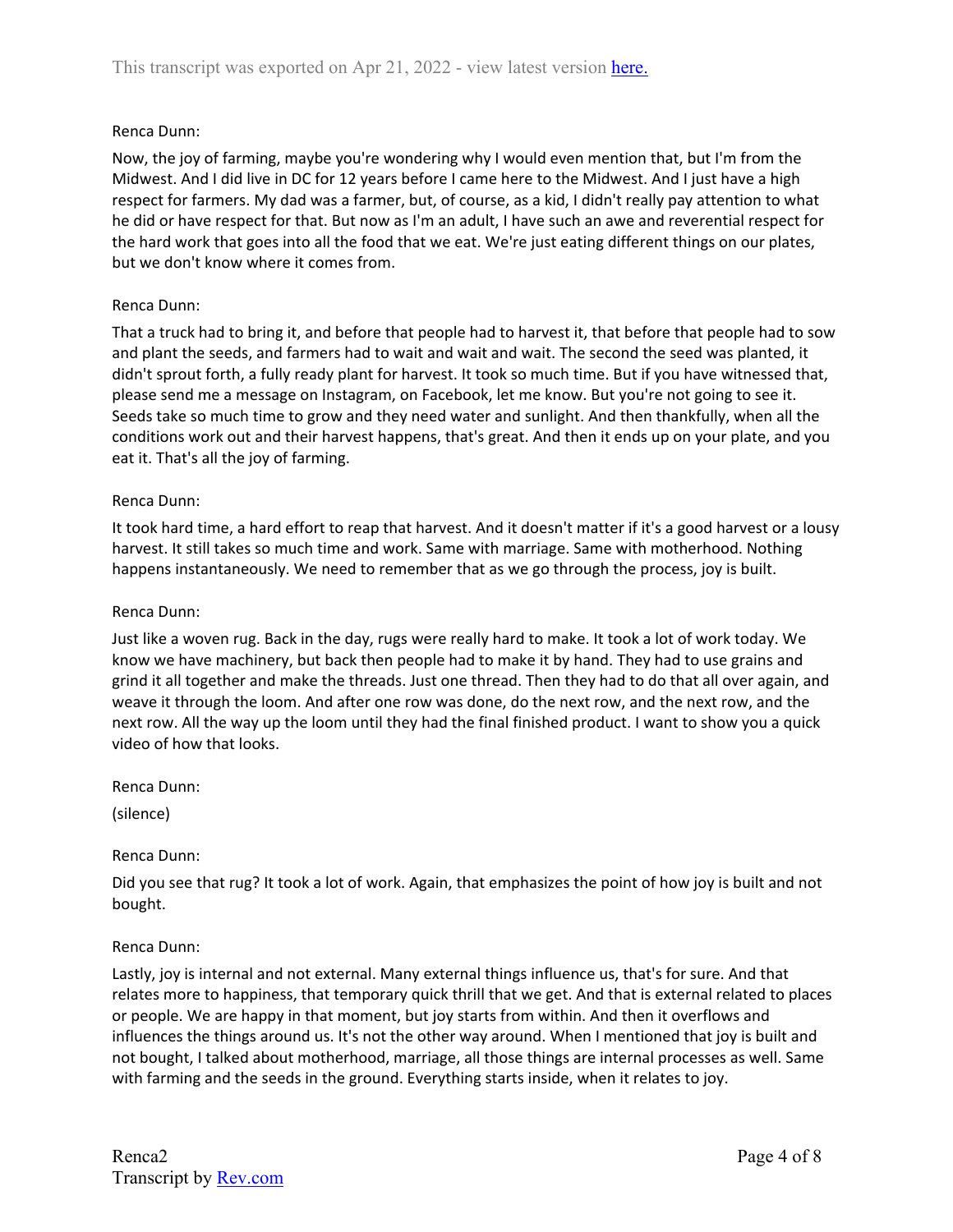Renca Dunn:

Now, the joy of farming, maybe you're wondering why I would even mention that, but I'm from the Midwest. And I did live in DC for 12 years before I came here to the Midwest. And I just have a high respect for farmers. My dad was a farmer, but, of course, as a kid, I didn't really pay attention to what he did or have respect for that. But now as I'm an adult, I have such an awe and reverential respect for the hard work that goes into all the food that we eat. We're just eating different things on our plates, but we don't know where it comes from.

Renca Dunn:

That a truck had to bring it, and before that people had to harvest it, that before that people had to sow and plant the seeds, and farmers had to wait and wait and wait. The second the seed was planted, it didn't sprout forth, a fully ready plant for harvest. It took so much time. But if you have witnessed that, please send me a message on Instagram, on Facebook, let me know. But you're not going to see it. Seeds take so much time to grow and they need water and sunlight. And then thankfully, when all the conditions work out and their harvest happens, that's great. And then it ends up on your plate, and you eat it. That's all the joy of farming.

Renca Dunn:

It took hard time, a hard effort to reap that harvest. And it doesn't matter if it's a good harvest or a lousy harvest. It still takes so much time and work. Same with marriage. Same with motherhood. Nothing happens instantaneously. We need to remember that as we go through the process, joy is built.

Renca Dunn:

Just like a woven rug. Back in the day, rugs were really hard to make. It took a lot of work today. We know we have machinery, but back then people had to make it by hand. They had to use grains and grind it all together and make the threads. Just one thread. Then they had to do that all over again, and weave it through the loom. And after one row was done, do the next row, and the next row, and the next row. All the way up the loom until they had the final finished product. I want to show you a quick video of how that looks.

Renca Dunn:

(silence)

Renca Dunn:

Did you see that rug? It took a lot of work. Again, that emphasizes the point of how joy is built and not bought.

Renca Dunn:

Lastly, joy is internal and not external. Many external things influence us, that's for sure. And that relates more to happiness, that temporary quick thrill that we get. And that is external related to places or people. We are happy in that moment, but joy starts from within. And then it overflows and influences the things around us. It's not the other way around. When I mentioned that joy is built and not bought, I talked about motherhood, marriage, all those things are internal processes as well. Same with farming and the seeds in the ground. Everything starts inside, when it relates to joy.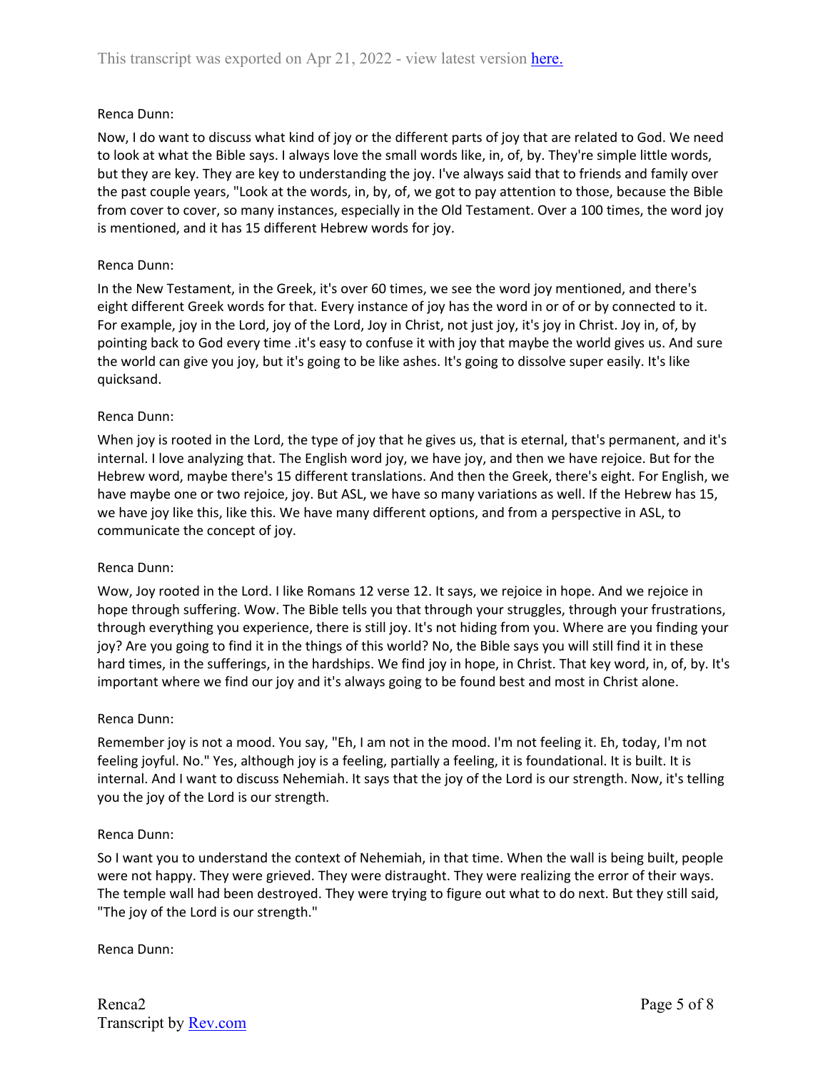Renca Dunn:

Now, I do want to discuss what kind of joy or the different parts of joy that are related to God. We need to look at what the Bible says. I always love the small words like, in, of, by. They're simple little words, but they are key. They are key to understanding the joy. I've always said that to friends and family over the past couple years, "Look at the words, in, by, of, we got to pay attention to those, because the Bible from cover to cover, so many instances, especially in the Old Testament. Over a 100 times, the word joy is mentioned, and it has 15 different Hebrew words for joy.

Renca Dunn:

In the New Testament, in the Greek, it's over 60 times, we see the word joy mentioned, and there's eight different Greek words for that. Every instance of joy has the word in or of or by connected to it. For example, joy in the Lord, joy of the Lord, Joy in Christ, not just joy, it's joy in Christ. Joy in, of, by pointing back to God every time .it's easy to confuse it with joy that maybe the world gives us. And sure the world can give you joy, but it's going to be like ashes. It's going to dissolve super easily. It's like quicksand.

Renca Dunn:

When joy is rooted in the Lord, the type of joy that he gives us, that is eternal, that's permanent, and it's internal. I love analyzing that. The English word joy, we have joy, and then we have rejoice. But for the Hebrew word, maybe there's 15 different translations. And then the Greek, there's eight. For English, we have maybe one or two rejoice, joy. But ASL, we have so many variations as well. If the Hebrew has 15, we have joy like this, like this. We have many different options, and from a perspective in ASL, to communicate the concept of joy.

Renca Dunn:

Wow, Joy rooted in the Lord. I like Romans 12 verse 12. It says, we rejoice in hope. And we rejoice in hope through suffering. Wow. The Bible tells you that through your struggles, through your frustrations, through everything you experience, there is still joy. It's not hiding from you. Where are you finding your joy? Are you going to find it in the things of this world? No, the Bible says you will still find it in these hard times, in the sufferings, in the hardships. We find joy in hope, in Christ. That key word, in, of, by. It's important where we find our joy and it's always going to be found best and most in Christ alone.

Renca Dunn:

Remember joy is not a mood. You say, "Eh, I am not in the mood. I'm not feeling it. Eh, today, I'm not feeling joyful. No." Yes, although joy is a feeling, partially a feeling, it is foundational. It is built. It is internal. And I want to discuss Nehemiah. It says that the joy of the Lord is our strength. Now, it's telling you the joy of the Lord is our strength.

Renca Dunn:

So I want you to understand the context of Nehemiah, in that time. When the wall is being built, people were not happy. They were grieved. They were distraught. They were realizing the error of their ways. The temple wall had been destroyed. They were trying to figure out what to do next. But they still said, "The joy of the Lord is our strength."

Renca Dunn: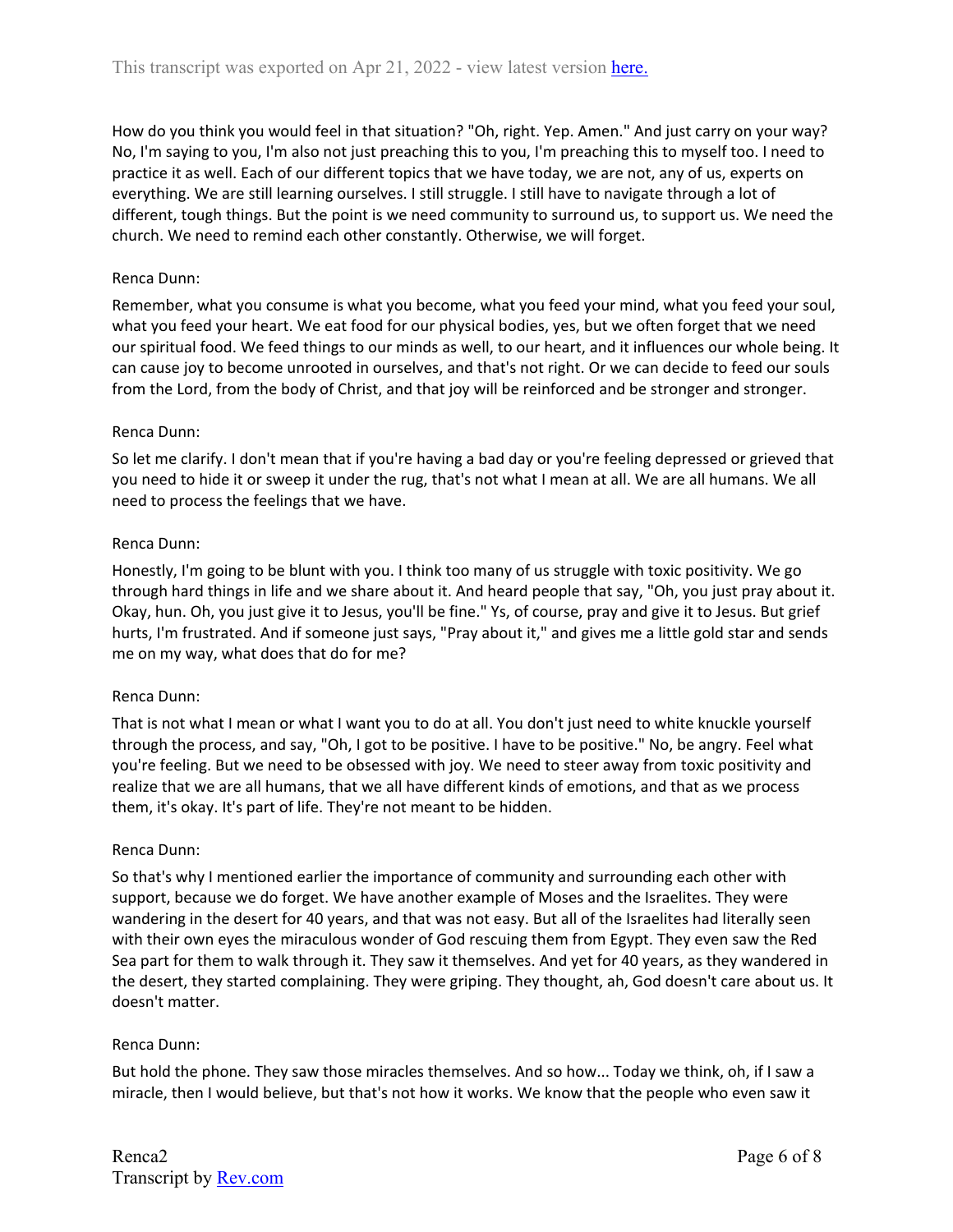How do you think you would feel in that situation? "Oh, right. Yep. Amen." And just carry on your way? No, I'm saying to you, I'm also not just preaching this to you, I'm preaching this to myself too. I need to practice it as well. Each of our different topics that we have today, we are not, any of us, experts on everything. We are still learning ourselves. I still struggle. I still have to navigate through a lot of different, tough things. But the point is we need community to surround us, to support us. We need the church. We need to remind each other constantly. Otherwise, we will forget.

Renca Dunn:

Remember, what you consume is what you become, what you feed your mind, what you feed your soul, what you feed your heart. We eat food for our physical bodies, yes, but we often forget that we need our spiritual food. We feed things to our minds as well, to our heart, and it influences our whole being. It can cause joy to become unrooted in ourselves, and that's not right. Or we can decide to feed our souls from the Lord, from the body of Christ, and that joy will be reinforced and be stronger and stronger.

Renca Dunn:

So let me clarify. I don't mean that if you're having a bad day or you're feeling depressed or grieved that you need to hide it or sweep it under the rug, that's not what I mean at all. We are all humans. We all need to process the feelings that we have.

Renca Dunn:

Honestly, I'm going to be blunt with you. I think too many of us struggle with toxic positivity. We go through hard things in life and we share about it. And heard people that say, "Oh, you just pray about it. Okay, hun. Oh, you just give it to Jesus, you'll be fine." Ys, of course, pray and give it to Jesus. But grief hurts, I'm frustrated. And if someone just says, "Pray about it," and gives me a little gold star and sends me on my way, what does that do for me?

Renca Dunn:

That is not what I mean or what I want you to do at all. You don't just need to white knuckle yourself through the process, and say, "Oh, I got to be positive. I have to be positive." No, be angry. Feel what you're feeling. But we need to be obsessed with joy. We need to steer away from toxic positivity and realize that we are all humans, that we all have different kinds of emotions, and that as we process them, it's okay. It's part of life. They're not meant to be hidden.

Renca Dunn:

So that's why I mentioned earlier the importance of community and surrounding each other with support, because we do forget. We have another example of Moses and the Israelites. They were wandering in the desert for 40 years, and that was not easy. But all of the Israelites had literally seen with their own eyes the miraculous wonder of God rescuing them from Egypt. They even saw the Red Sea part for them to walk through it. They saw it themselves. And yet for 40 years, as they wandered in the desert, they started complaining. They were griping. They thought, ah, God doesn't care about us. It doesn't matter.

Renca Dunn:

But hold the phone. They saw those miracles themselves. And so how... Today we think, oh, if I saw a miracle, then I would believe, but that's not how it works. We know that the people who even saw it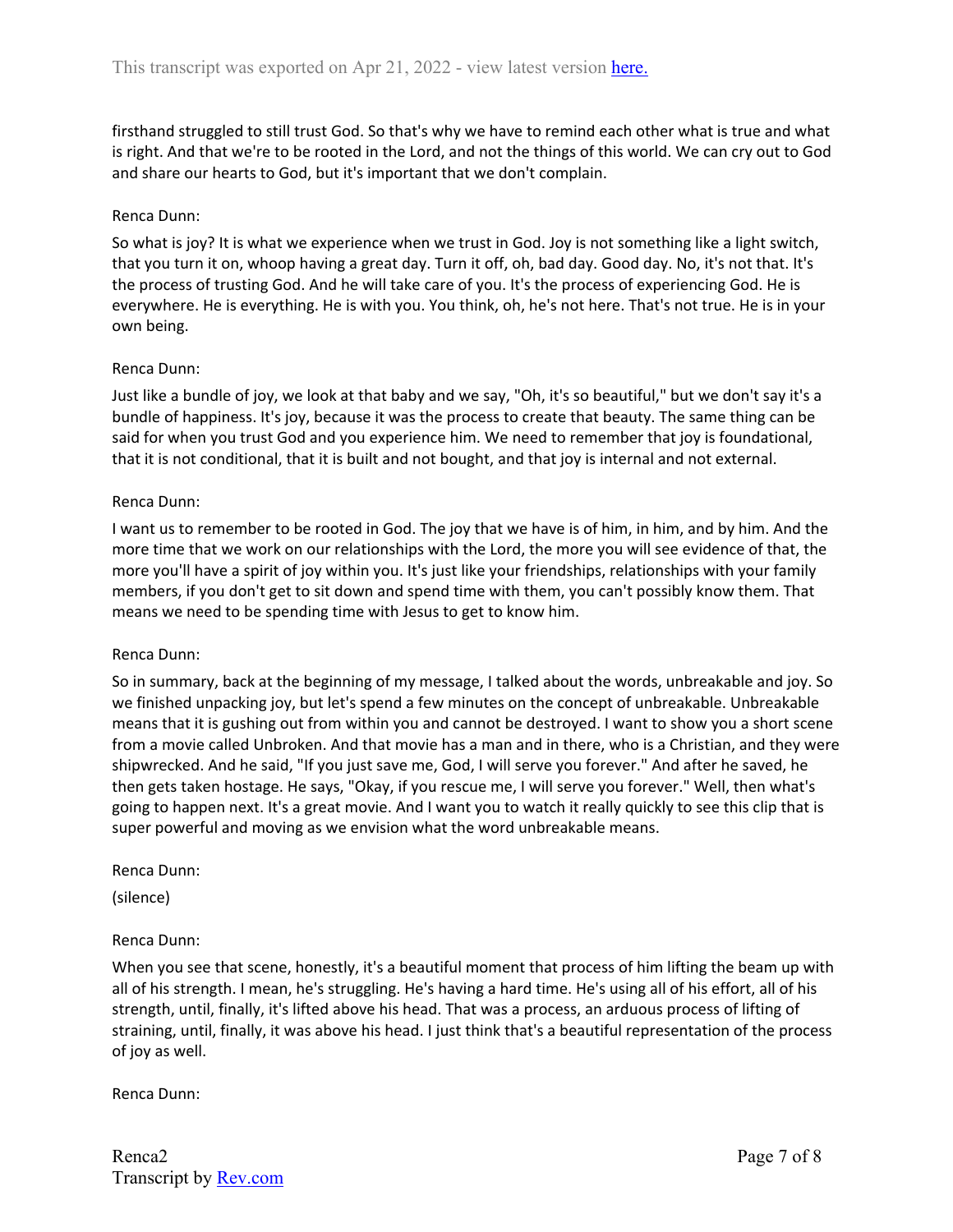firsthand struggled to still trust God. So that's why we have to remind each other what is true and what is right. And that we're to be rooted in the Lord, and not the things of this world. We can cry out to God and share our hearts to God, but it's important that we don't complain.

Renca Dunn:

So what is joy? It is what we experience when we trust in God. Joy is not something like a light switch, that you turn it on, whoop having a great day. Turn it off, oh, bad day. Good day. No, it's not that. It's the process of trusting God. And he will take care of you. It's the process of experiencing God. He is everywhere. He is everything. He is with you. You think, oh, he's not here. That's not true. He is in your own being.

Renca Dunn:

Just like a bundle of joy, we look at that baby and we say, "Oh, it's so beautiful," but we don't say it's a bundle of happiness. It's joy, because it was the process to create that beauty. The same thing can be said for when you trust God and you experience him. We need to remember that joy is foundational, that it is not conditional, that it is built and not bought, and that joy is internal and not external.

Renca Dunn:

I want us to remember to be rooted in God. The joy that we have is of him, in him, and by him. And the more time that we work on our relationships with the Lord, the more you will see evidence of that, the more you'll have a spirit of joy within you. It's just like your friendships, relationships with your family members, if you don't get to sit down and spend time with them, you can't possibly know them. That means we need to be spending time with Jesus to get to know him.

Renca Dunn:

So in summary, back at the beginning of my message, I talked about the words, unbreakable and joy. So we finished unpacking joy, but let's spend a few minutes on the concept of unbreakable. Unbreakable means that it is gushing out from within you and cannot be destroyed. I want to show you a short scene from a movie called Unbroken. And that movie has a man and in there, who is a Christian, and they were shipwrecked. And he said, "If you just save me, God, I will serve you forever." And after he saved, he then gets taken hostage. He says, "Okay, if you rescue me, I will serve you forever." Well, then what's going to happen next. It's a great movie. And I want you to watch it really quickly to see this clip that is super powerful and moving as we envision what the word unbreakable means.

Renca Dunn:

(silence)

Renca Dunn:

When you see that scene, honestly, it's a beautiful moment that process of him lifting the beam up with all of his strength. I mean, he's struggling. He's having a hard time. He's using all of his effort, all of his strength, until, finally, it's lifted above his head. That was a process, an arduous process of lifting of straining, until, finally, it was above his head. I just think that's a beautiful representation of the process of joy as well.

Renca Dunn: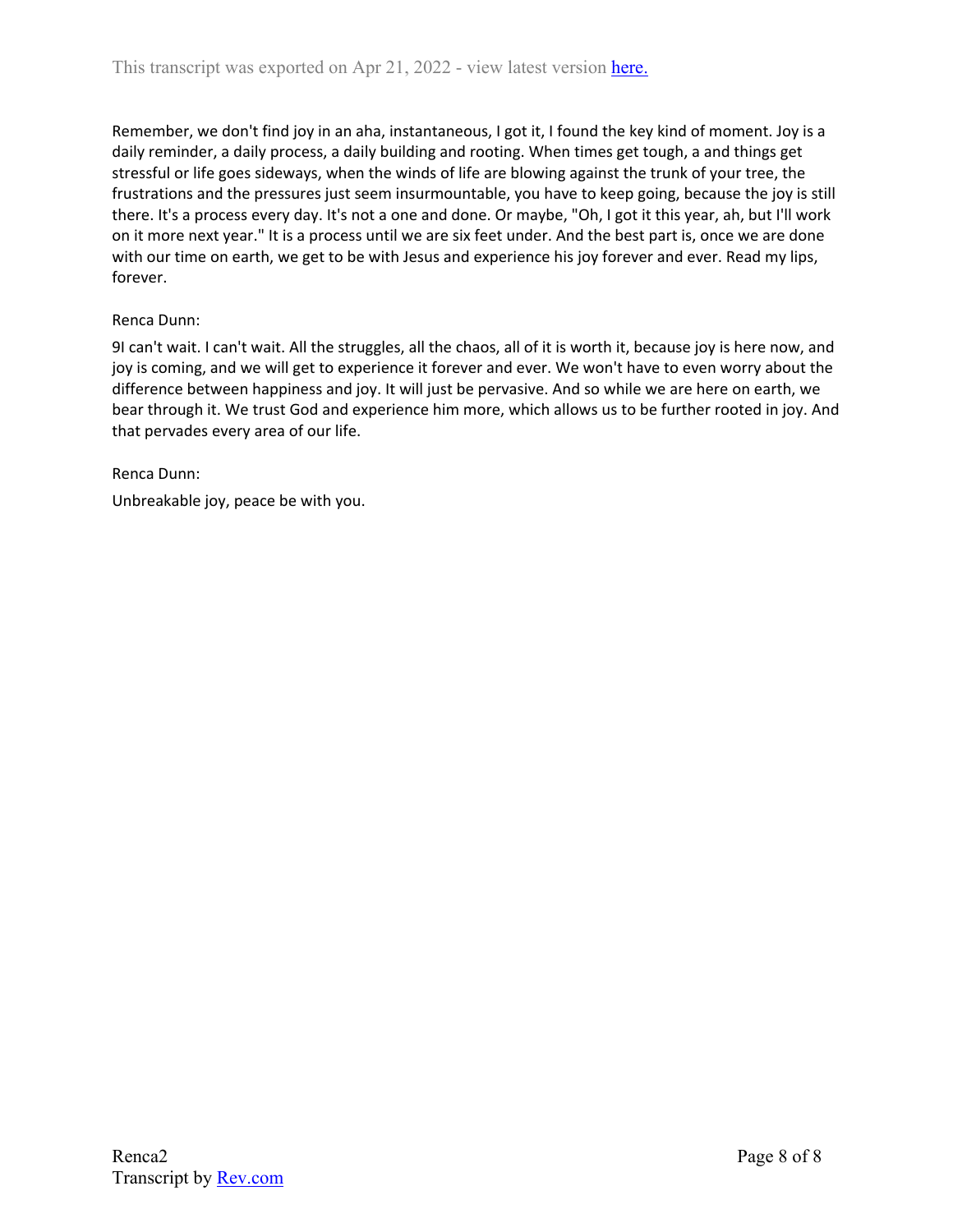Remember, we don't find joy in an aha, instantaneous, I got it, I found the key kind of moment. Joy is a daily reminder, a daily process, a daily building and rooting. When times get tough, a and things get stressful or life goes sideways, when the winds of life are blowing against the trunk of your tree, the frustrations and the pressures just seem insurmountable, you have to keep going, because the joy is still there. It's a process every day. It's not a one and done. Or maybe, "Oh, I got it this year, ah, but I'll work on it more next year." It is a process until we are six feet under. And the best part is, once we are done with our time on earth, we get to be with Jesus and experience his joy forever and ever. Read my lips, forever.

Renca Dunn:

9I can't wait. I can't wait. All the struggles, all the chaos, all of it is worth it, because joy is here now, and joy is coming, and we will get to experience it forever and ever. We won't have to even worry about the difference between happiness and joy. It will just be pervasive. And so while we are here on earth, we bear through it. We trust God and experience him more, which allows us to be further rooted in joy. And that pervades every area of our life.

Renca Dunn:

Unbreakable joy, peace be with you.